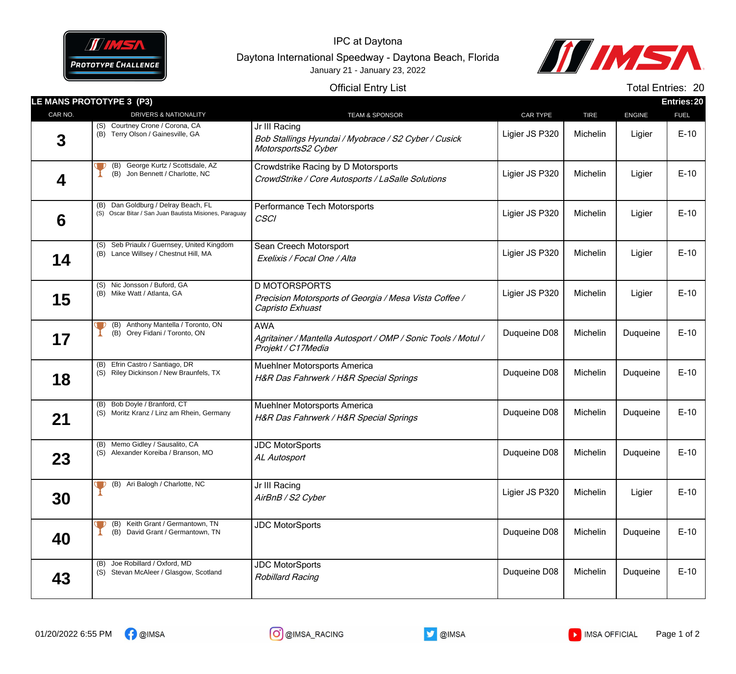# IPC at Daytona

## Daytona International Speedway - Daytona Beach, Florida

January 21 - January 23, 2022

### Official Entry List

Total Entries: 20

**LE MANS PROTOTYPE 3 (P3)** — Entries: 20

| CAR NO. | DRIVERS & NATIONALITY | TEAM & SPONSOR | CAR TYPE | TIRE | ENGINE | FUEL |
|---|---|---|---|---|---|---|
| 3 | (S) Courtney Crone / Corona, CA<br>(B) Terry Olson / Gainesville, GA | Jr III Racing<br>*Bob Stallings Hyundai / Myobrace / S2 Cyber / Cusick MotorsportsS2 Cyber* | Ligier JS P320 | Michelin | Ligier | E-10 |
| 4 | 🏆 (B) George Kurtz / Scottsdale, AZ<br>(B) Jon Bennett / Charlotte, NC | Crowdstrike Racing by D Motorsports<br>*CrowdStrike / Core Autosports / LaSalle Solutions* | Ligier JS P320 | Michelin | Ligier | E-10 |
| 6 | (B) Dan Goldburg / Delray Beach, FL<br>(S) Oscar Bitar / San Juan Bautista Misiones, Paraguay | Performance Tech Motorsports<br>*CSCI* | Ligier JS P320 | Michelin | Ligier | E-10 |
| 14 | (S) Seb Priaulx / Guernsey, United Kingdom<br>(B) Lance Willsey / Chestnut Hill, MA | Sean Creech Motorsport<br>*Exelixis / Focal One / Alta* | Ligier JS P320 | Michelin | Ligier | E-10 |
| 15 | (S) Nic Jonsson / Buford, GA<br>(B) Mike Watt / Atlanta, GA | D MOTORSPORTS<br>*Precision Motorsports of Georgia / Mesa Vista Coffee / Capristo Exhuast* | Ligier JS P320 | Michelin | Ligier | E-10 |
| 17 | 🏆 (B) Anthony Mantella / Toronto, ON<br>(B) Orey Fidani / Toronto, ON | AWA<br>*Agritainer / Mantella Autosport / OMP / Sonic Tools / Motul / Projekt / C17Media* | Duqueine D08 | Michelin | Duqueine | E-10 |
| 18 | (B) Efrin Castro / Santiago, DR<br>(S) Riley Dickinson / New Braunfels, TX | Muehlner Motorsports America<br>*H&R Das Fahrwerk / H&R Special Springs* | Duqueine D08 | Michelin | Duqueine | E-10 |
| 21 | (B) Bob Doyle / Branford, CT<br>(S) Moritz Kranz / Linz am Rhein, Germany | Muehlner Motorsports America<br>*H&R Das Fahrwerk / H&R Special Springs* | Duqueine D08 | Michelin | Duqueine | E-10 |
| 23 | (B) Memo Gidley / Sausalito, CA<br>(S) Alexander Koreiba / Branson, MO | JDC MotorSports<br>*AL Autosport* | Duqueine D08 | Michelin | Duqueine | E-10 |
| 30 | 🏆 (B) Ari Balogh / Charlotte, NC | Jr III Racing<br>*AirBnB / S2 Cyber* | Ligier JS P320 | Michelin | Ligier | E-10 |
| 40 | 🏆 (B) Keith Grant / Germantown, TN<br>(B) David Grant / Germantown, TN | JDC MotorSports | Duqueine D08 | Michelin | Duqueine | E-10 |
| 43 | (B) Joe Robillard / Oxford, MD<br>(S) Stevan McAleer / Glasgow, Scotland | JDC MotorSports<br>*Robillard Racing* | Duqueine D08 | Michelin | Duqueine | E-10 |

01/20/2022 6:55 PM

@IMSA | @IMSA_RACING | @IMSA | IMSA OFFICIAL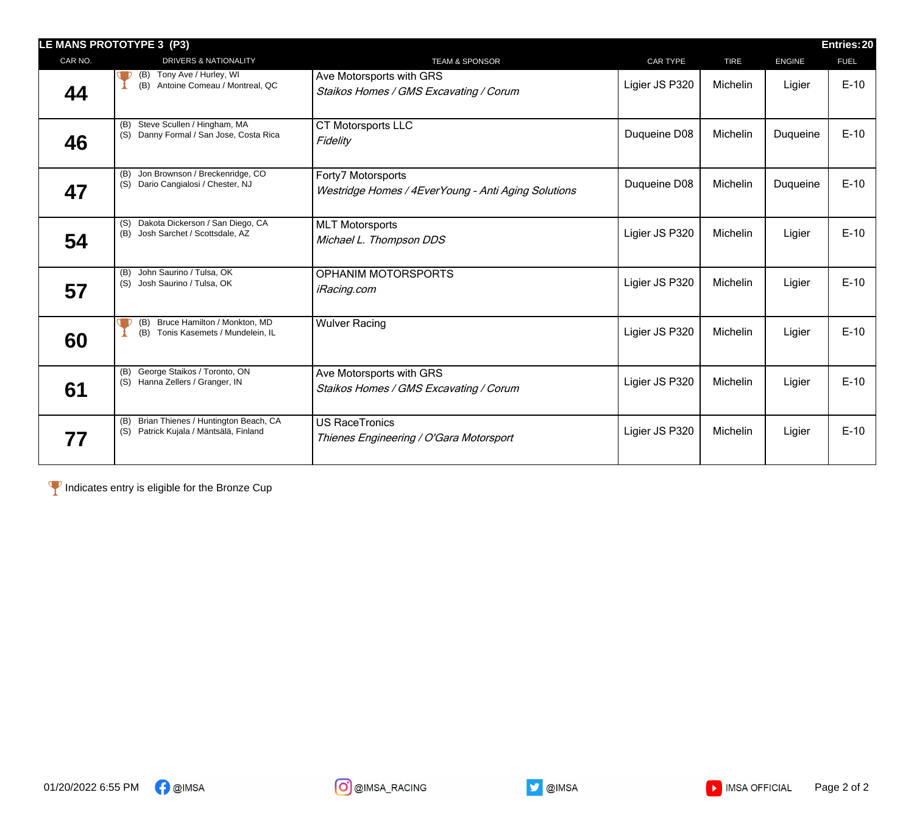## LE MANS PROTOTYPE 3 (P3)

Entries: 20

| CAR NO. | DRIVERS & NATIONALITY | TEAM & SPONSOR | CAR TYPE | TIRE | ENGINE | FUEL |
|---|---|---|---|---|---|---|
| 44 | 🏆 (B) Tony Ave / Hurley, WI<br>(B) Antoine Comeau / Montreal, QC | Ave Motorsports with GRS<br>*Staikos Homes / GMS Excavating / Corum* | Ligier JS P320 | Michelin | Ligier | E-10 |
| 46 | (B) Steve Scullen / Hingham, MA<br>(S) Danny Formal / San Jose, Costa Rica | CT Motorsports LLC<br>*Fidelity* | Duqueine D08 | Michelin | Duqueine | E-10 |
| 47 | (B) Jon Brownson / Breckenridge, CO<br>(S) Dario Cangialosi / Chester, NJ | Forty7 Motorsports<br>*Westridge Homes / 4EverYoung - Anti Aging Solutions* | Duqueine D08 | Michelin | Duqueine | E-10 |
| 54 | (S) Dakota Dickerson / San Diego, CA<br>(B) Josh Sarchet / Scottsdale, AZ | MLT Motorsports<br>*Michael L. Thompson DDS* | Ligier JS P320 | Michelin | Ligier | E-10 |
| 57 | (B) John Saurino / Tulsa, OK<br>(S) Josh Saurino / Tulsa, OK | OPHANIM MOTORSPORTS<br>*iRacing.com* | Ligier JS P320 | Michelin | Ligier | E-10 |
| 60 | 🏆 (B) Bruce Hamilton / Monkton, MD<br>(B) Tonis Kasemets / Mundelein, IL | Wulver Racing | Ligier JS P320 | Michelin | Ligier | E-10 |
| 61 | (B) George Staikos / Toronto, ON<br>(S) Hanna Zellers / Granger, IN | Ave Motorsports with GRS<br>*Staikos Homes / GMS Excavating / Corum* | Ligier JS P320 | Michelin | Ligier | E-10 |
| 77 | (B) Brian Thienes / Huntington Beach, CA<br>(S) Patrick Kujala / Mäntsälä, Finland | US RaceTronics<br>*Thienes Engineering / O'Gara Motorsport* | Ligier JS P320 | Michelin | Ligier | E-10 |

🏆 Indicates entry is eligible for the Bronze Cup

01/20/2022 6:55 PM @IMSA @IMSA_RACING @IMSA IMSA OFFICIAL